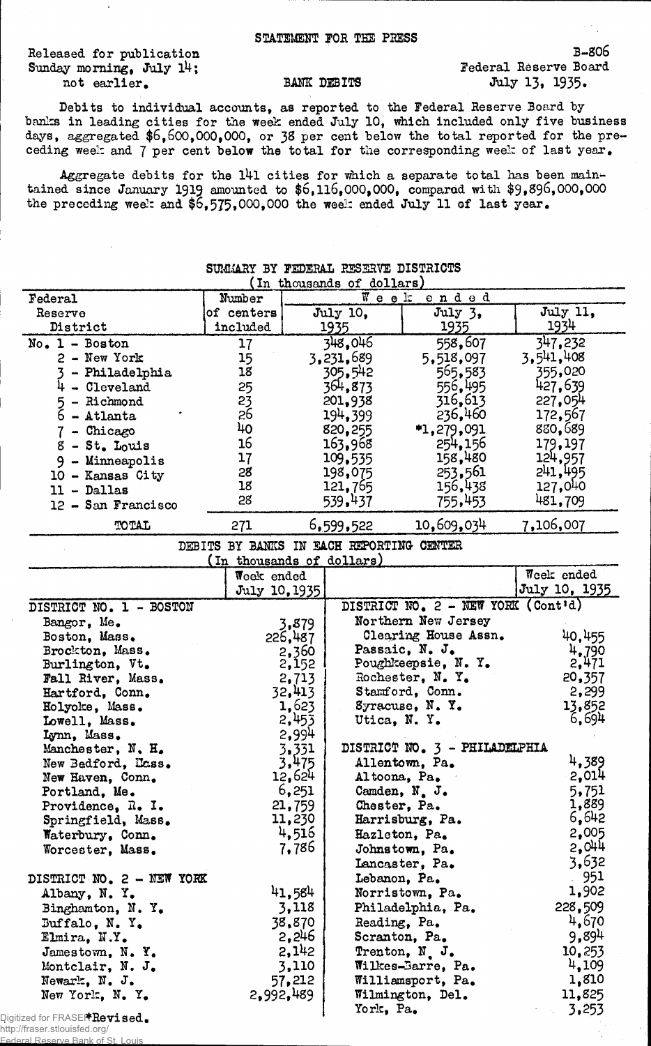STATEMENT FOR THE PRESS

Released for publication Sunday morning, July 14; not earlier.

BANK DEBITS

B-806
Federal Reserve Board
July 13, 1935.

Debits to individual accounts, as reported to the Federal Reserve Board by banks in leading cities for the week ended July 10, which included only five business days, aggregated $6,600,000,000, or 38 per cent below the total reported for the preceding week and 7 per cent below the total for the corresponding week of last year.

Aggregate debits for the 141 cities for which a separate total has been maintained since January 1919 amounted to $6,116,000,000, compared with $9,896,000,000 the preceding week and $6,575,000,000 the week ended July 11 of last year.

SUMMARY BY FEDERAL RESERVE DISTRICTS
(In thousands of dollars)

| Federal Reserve District | Number of centers included | Week ended July 10, 1935 | Week ended July 3, 1935 | Week ended July 11, 1934 |
|---|---|---|---|---|
| No. 1 - Boston | 17 | 348,046 | 558,607 | 347,232 |
| 2 - New York | 15 | 3,231,689 | 5,518,097 | 3,541,408 |
| 3 - Philadelphia | 18 | 305,542 | 565,583 | 355,020 |
| 4 - Cleveland | 25 | 364,873 | 556,495 | 427,639 |
| 5 - Richmond | 23 | 201,938 | 316,613 | 227,054 |
| 6 - Atlanta | 26 | 194,399 | 236,460 | 172,567 |
| 7 - Chicago | 40 | 820,255 | *1,279,091 | 880,689 |
| 8 - St. Louis | 16 | 163,968 | 254,156 | 179,197 |
| 9 - Minneapolis | 17 | 109,535 | 158,480 | 124,957 |
| 10 - Kansas City | 28 | 198,075 | 253,561 | 241,495 |
| 11 - Dallas | 18 | 121,765 | 156,438 | 127,040 |
| 12 - San Francisco | 28 | 539,437 | 755,453 | 481,709 |
| TOTAL | 271 | 6,599,522 | 10,609,034 | 7,106,007 |

DEBITS BY BANKS IN EACH REPORTING CENTER
(In thousands of dollars)

| | Week ended July 10, 1935 |
|---|---|
| **DISTRICT NO. 1 - BOSTON** | |
| Bangor, Me. | 3,879 |
| Boston, Mass. | 226,487 |
| Brockton, Mass. | 2,360 |
| Burlington, Vt. | 2,152 |
| Fall River, Mass. | 2,713 |
| Hartford, Conn. | 32,413 |
| Holyoke, Mass. | 1,623 |
| Lowell, Mass. | 2,453 |
| Lynn, Mass. | 2,994 |
| Manchester, N. H. | 3,331 |
| New Bedford, Mass. | 3,475 |
| New Haven, Conn. | 12,624 |
| Portland, Me. | 6,251 |
| Providence, R. I. | 21,759 |
| Springfield, Mass. | 11,230 |
| Waterbury, Conn. | 4,516 |
| Worcester, Mass. | 7,786 |
| **DISTRICT NO. 2 - NEW YORK** | |
| Albany, N. Y. | 41,584 |
| Binghamton, N. Y. | 3,118 |
| Buffalo, N. Y. | 38,870 |
| Elmira, N.Y. | 2,246 |
| Jamestown, N. Y. | 2,142 |
| Montclair, N. J. | 3,110 |
| Newark, N. J. | 57,212 |
| New York, N. Y. | 2,992,489 |
| **DISTRICT NO. 2 - NEW YORK (Cont'd)** | |
| Northern New Jersey Clearing House Assn. | 40,455 |
| Passaic, N. J. | 4,790 |
| Poughkeepsie, N. Y. | 2,471 |
| Rochester, N. Y. | 20,357 |
| Stamford, Conn. | 2,299 |
| Syracuse, N. Y. | 13,852 |
| Utica, N. Y. | 6,694 |
| **DISTRICT NO. 3 - PHILADELPHIA** | |
| Allentown, Pa. | 4,389 |
| Altoona, Pa. | 2,014 |
| Camden, N. J. | 5,751 |
| Chester, Pa. | 1,889 |
| Harrisburg, Pa. | 6,642 |
| Hazleton, Pa. | 2,005 |
| Johnstown, Pa. | 2,044 |
| Lancaster, Pa. | 3,632 |
| Lebanon, Pa. | 951 |
| Norristown, Pa. | 1,902 |
| Philadelphia, Pa. | 228,509 |
| Reading, Pa. | 4,670 |
| Scranton, Pa. | 9,894 |
| Trenton, N. J. | 10,253 |
| Wilkes-Barre, Pa. | 4,109 |
| Williamsport, Pa. | 1,810 |
| Wilmington, Del. | 11,825 |
| York, Pa. | 3,253 |

*Revised.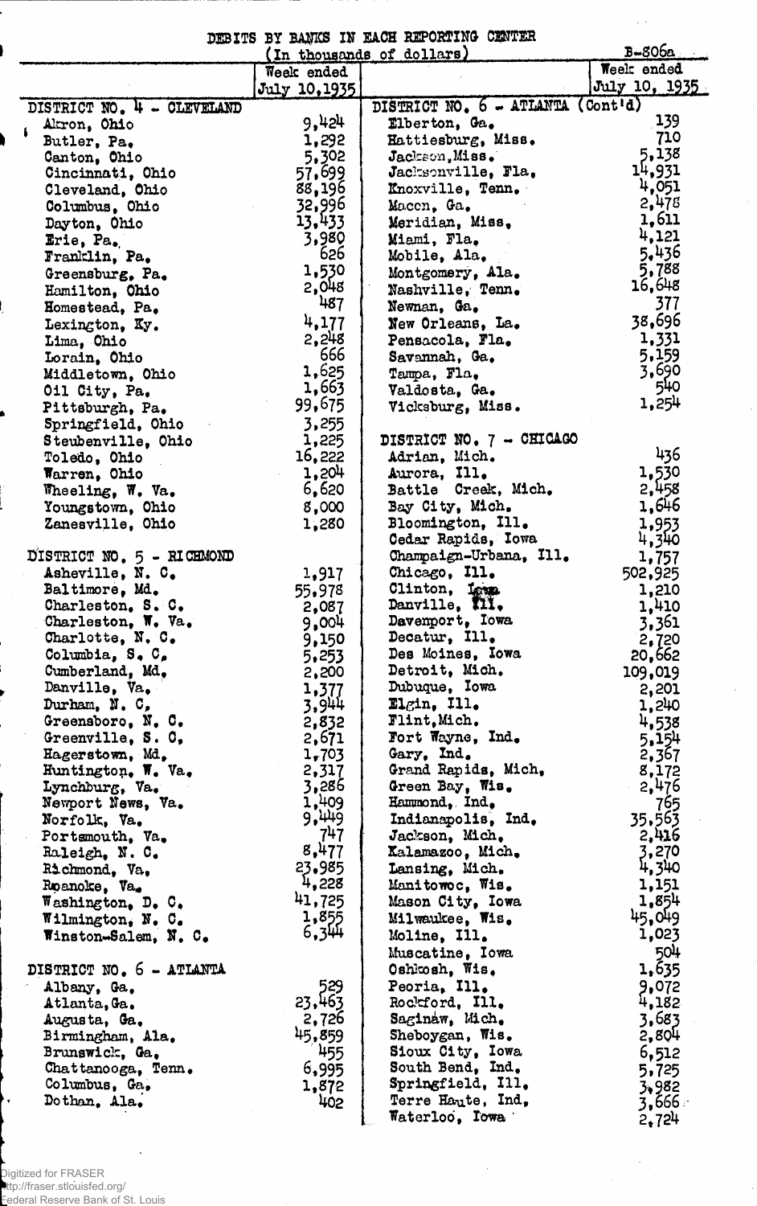# DEBITS BY BANKS IN EACH REPORTING CENTER

(In thousands of dollars)

B-806a

| | Week ended July 10, 1935 |
|---|---|
| **DISTRICT NO. 4 - CLEVELAND** | |
| Akron, Ohio | 9,424 |
| Butler, Pa. | 1,292 |
| Canton, Ohio | 5,302 |
| Cincinnati, Ohio | 57,699 |
| Cleveland, Ohio | 88,196 |
| Columbus, Ohio | 32,996 |
| Dayton, Ohio | 13,433 |
| Erie, Pa. | 3,980 |
| Franklin, Pa. | 626 |
| Greensburg, Pa. | 1,530 |
| Hamilton, Ohio | 2,048 |
| Homestead, Pa. | 487 |
| Lexington, Ky. | 4,177 |
| Lima, Ohio | 2,248 |
| Lorain, Ohio | 666 |
| Middletown, Ohio | 1,625 |
| Oil City, Pa. | 1,663 |
| Pittsburgh, Pa. | 99,675 |
| Springfield, Ohio | 3,255 |
| Steubenville, Ohio | 1,225 |
| Toledo, Ohio | 16,222 |
| Warren, Ohio | 1,204 |
| Wheeling, W. Va. | 6,620 |
| Youngstown, Ohio | 8,000 |
| Zanesville, Ohio | 1,280 |
| **DISTRICT NO. 5 - RICHMOND** | |
| Asheville, N. C. | 1,917 |
| Baltimore, Md. | 55,978 |
| Charleston, S. C. | 2,087 |
| Charleston, W. Va. | 9,004 |
| Charlotte, N. C. | 9,150 |
| Columbia, S. C. | 5,253 |
| Cumberland, Md. | 2,200 |
| Danville, Va. | 1,377 |
| Durham, N. C. | 3,944 |
| Greensboro, N. C. | 2,832 |
| Greenville, S. C. | 2,671 |
| Hagerstown, Md. | 1,703 |
| Huntington, W. Va. | 2,317 |
| Lynchburg, Va. | 3,286 |
| Newport News, Va. | 1,409 |
| Norfolk, Va. | 9,449 |
| Portsmouth, Va. | 747 |
| Raleigh, N. C. | 8,477 |
| Richmond, Va. | 23,985 |
| Roanoke, Va. | 4,228 |
| Washington, D. C. | 41,725 |
| Wilmington, N. C. | 1,855 |
| Winston-Salem, N. C. | 6,344 |
| **DISTRICT NO. 6 - ATLANTA** | |
| Albany, Ga. | 529 |
| Atlanta, Ga. | 23,463 |
| Augusta, Ga. | 2,726 |
| Birmingham, Ala. | 45,859 |
| Brunswick, Ga. | 455 |
| Chattanooga, Tenn. | 6,995 |
| Columbus, Ga. | 1,872 |
| Dothan, Ala. | 402 |

| | Week ended July 10, 1935 |
|---|---|
| **DISTRICT NO. 6 - ATLANTA (Cont'd)** | |
| Elberton, Ga. | 139 |
| Hattiesburg, Miss. | 710 |
| Jackson, Miss. | 5,138 |
| Jacksonville, Fla. | 14,931 |
| Knoxville, Tenn. | 4,051 |
| Macon, Ga. | 2,478 |
| Meridian, Miss. | 1,611 |
| Miami, Fla. | 4,121 |
| Mobile, Ala. | 5,436 |
| Montgomery, Ala. | 5,788 |
| Nashville, Tenn. | 16,648 |
| Newnan, Ga. | 377 |
| New Orleans, La. | 38,696 |
| Pensacola, Fla. | 1,331 |
| Savannah, Ga. | 5,159 |
| Tampa, Fla. | 3,690 |
| Valdosta, Ga. | 540 |
| Vicksburg, Miss. | 1,254 |
| **DISTRICT NO. 7 - CHICAGO** | |
| Adrian, Mich. | 436 |
| Aurora, Ill. | 1,530 |
| Battle Creek, Mich. | 2,458 |
| Bay City, Mich. | 1,646 |
| Bloomington, Ill. | 1,953 |
| Cedar Rapids, Iowa | 4,340 |
| Champaign-Urbana, Ill. | 1,757 |
| Chicago, Ill. | 502,925 |
| Clinton, Iowa | 1,210 |
| Danville, Ill. | 1,410 |
| Davenport, Iowa | 3,361 |
| Decatur, Ill. | 2,720 |
| Des Moines, Iowa | 20,662 |
| Detroit, Mich. | 109,019 |
| Dubuque, Iowa | 2,201 |
| Elgin, Ill. | 1,240 |
| Flint, Mich. | 4,538 |
| Fort Wayne, Ind. | 5,154 |
| Gary, Ind. | 2,367 |
| Grand Rapids, Mich. | 8,172 |
| Green Bay, Wis. | 2,476 |
| Hammond, Ind. | 765 |
| Indianapolis, Ind. | 35,563 |
| Jackson, Mich. | 2,416 |
| Kalamazoo, Mich. | 3,270 |
| Lansing, Mich. | 4,340 |
| Manitowoc, Wis. | 1,151 |
| Mason City, Iowa | 1,854 |
| Milwaukee, Wis. | 45,049 |
| Moline, Ill. | 1,023 |
| Muscatine, Iowa | 504 |
| Oshkosh, Wis. | 1,635 |
| Peoria, Ill. | 9,072 |
| Rockford, Ill. | 4,182 |
| Saginaw, Mich. | 3,683 |
| Sheboygan, Wis. | 2,804 |
| Sioux City, Iowa | 6,512 |
| South Bend, Ind. | 5,725 |
| Springfield, Ill. | 3,982 |
| Terre Haute, Ind. | 3,666 |
| Waterloo, Iowa | 2,724 |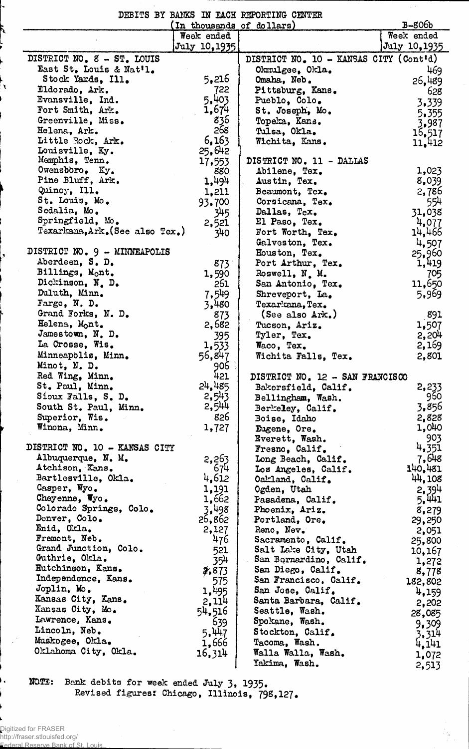DEBITS BY BANKS IN EACH REPORTING CENTER

(In thousands of dollars)

B-806b

| | Week ended July 10, 1935 | | Week ended July 10, 1935 |
|---|---|---|---|
| DISTRICT NO. 8 - ST. LOUIS | | DISTRICT NO. 10 - KANSAS CITY (Cont'd) | |
| East St. Louis & Nat'l. Stock Yards, Ill. | 5,216 | Okmulgee, Okla. | 469 |
| Eldorado, Ark. | 722 | Omaha, Neb. | 26,489 |
| Evansville, Ind. | 5,403 | Pittsburg, Kans. | 628 |
| Fort Smith, Ark. | 1,674 | Pueblo, Colo. | 3,339 |
| Greenville, Miss. | 836 | St. Joseph, Mo. | 5,355 |
| Helena, Ark. | 268 | Topeka, Kans. | 3,987 |
| Little Rock, Ark. | 6,163 | Tulsa, Okla. | 16,517 |
| Louisville, Ky. | 25,642 | Wichita, Kans. | 11,412 |
| Memphis, Tenn. | 17,553 | | |
| Owensboro, Ky. | 880 | DISTRICT NO. 11 - DALLAS | |
| Pine Bluff, Ark. | 1,494 | Abilene, Tex. | 1,023 |
| Quincy, Ill. | 1,211 | Austin, Tex. | 8,039 |
| St. Louis, Mo. | 93,700 | Beaumont, Tex. | 2,786 |
| Sedalia, Mo. | 345 | Corsicana, Tex. | 554 |
| Springfield, Mo. | 2,521 | Dallas, Tex. | 31,038 |
| Texarkana, Ark. (See also Tex.) | 340 | El Paso, Tex. | 4,077 |
| | | Fort Worth, Tex. | 14,466 |
| DISTRICT NO. 9 - MINNEAPOLIS | | Galveston, Tex. | 4,507 |
| Aberdeen, S. D. | 873 | Houston, Tex. | 25,960 |
| Billings, Mont. | 1,590 | Port Arthur, Tex. | 1,419 |
| Dickinson, N. D. | 261 | Roswell, N. M. | 705 |
| Duluth, Minn. | 7,549 | San Antonio, Tex. | 11,650 |
| Fargo, N. D. | 3,480 | Shreveport, La. | 5,969 |
| Grand Forks, N. D. | 873 | Texarkana, Tex. (See also Ark.) | 891 |
| Helena, Mont. | 2,682 | Tucson, Ariz. | 1,507 |
| Jamestown, N. D. | 395 | Tyler, Tex. | 2,204 |
| La Crosse, Wis. | 1,533 | Waco, Tex. | 2,169 |
| Minneapolis, Minn. | 56,847 | Wichita Falls, Tex. | 2,801 |
| Minot, N. D. | 906 | | |
| Red Wing, Minn. | 421 | DISTRICT NO. 12 - SAN FRANCISCO | |
| St. Paul, Minn. | 24,485 | Bakersfield, Calif. | 2,233 |
| Sioux Falls, S. D. | 2,543 | Bellingham, Wash. | 960 |
| South St. Paul, Minn. | 2,544 | Berkeley, Calif. | 3,856 |
| Superior, Wis. | 826 | Boise, Idaho | 2,828 |
| Winona, Minn. | 1,727 | Eugene, Ore. | 1,040 |
| | | Everett, Wash. | 903 |
| DISTRICT NO. 10 - KANSAS CITY | | Fresno, Calif. | 4,351 |
| Albuquerque, N. M. | 2,263 | Long Beach, Calif. | 7,648 |
| Atchison, Kans. | 674 | Los Angeles, Calif. | 140,481 |
| Bartlesville, Okla. | 4,612 | Oakland, Calif. | 44,108 |
| Casper, Wyo. | 1,191 | Ogden, Utah | 2,394 |
| Cheyenne, Wyo. | 1,662 | Pasadena, Calif. | 5,441 |
| Colorado Springs, Colo. | 3,498 | Phoenix, Ariz. | 8,279 |
| Denver, Colo. | 26,862 | Portland, Ore. | 29,250 |
| Enid, Okla. | 2,127 | Reno, Nev. | 2,051 |
| Fremont, Neb. | 476 | Sacramento, Calif. | 25,800 |
| Grand Junction, Colo. | 521 | Salt Lake City, Utah | 10,167 |
| Guthrie, Okla. | 354 | San Bernardino, Calif. | 1,272 |
| Hutchinson, Kans. | 2,873 | San Diego, Calif. | 8,778 |
| Independence, Kans. | 575 | San Francisco, Calif. | 182,802 |
| Joplin, Mo. | 1,495 | San Jose, Calif. | 4,159 |
| Kansas City, Kans. | 2,114 | Santa Barbara, Calif. | 2,202 |
| Kansas City, Mo. | 54,516 | Seattle, Wash. | 28,085 |
| Lawrence, Kans. | 639 | Spokane, Wash. | 9,309 |
| Lincoln, Neb. | 5,447 | Stockton, Calif. | 3,314 |
| Muskogee, Okla. | 1,666 | Tacoma, Wash. | 4,141 |
| Oklahoma City, Okla. | 16,314 | Walla Walla, Wash. | 1,072 |
| | | Yakima, Wash. | 2,513 |

NOTE: Bank debits for week ended July 3, 1935.
Revised figures: Chicago, Illinois, 798,127.